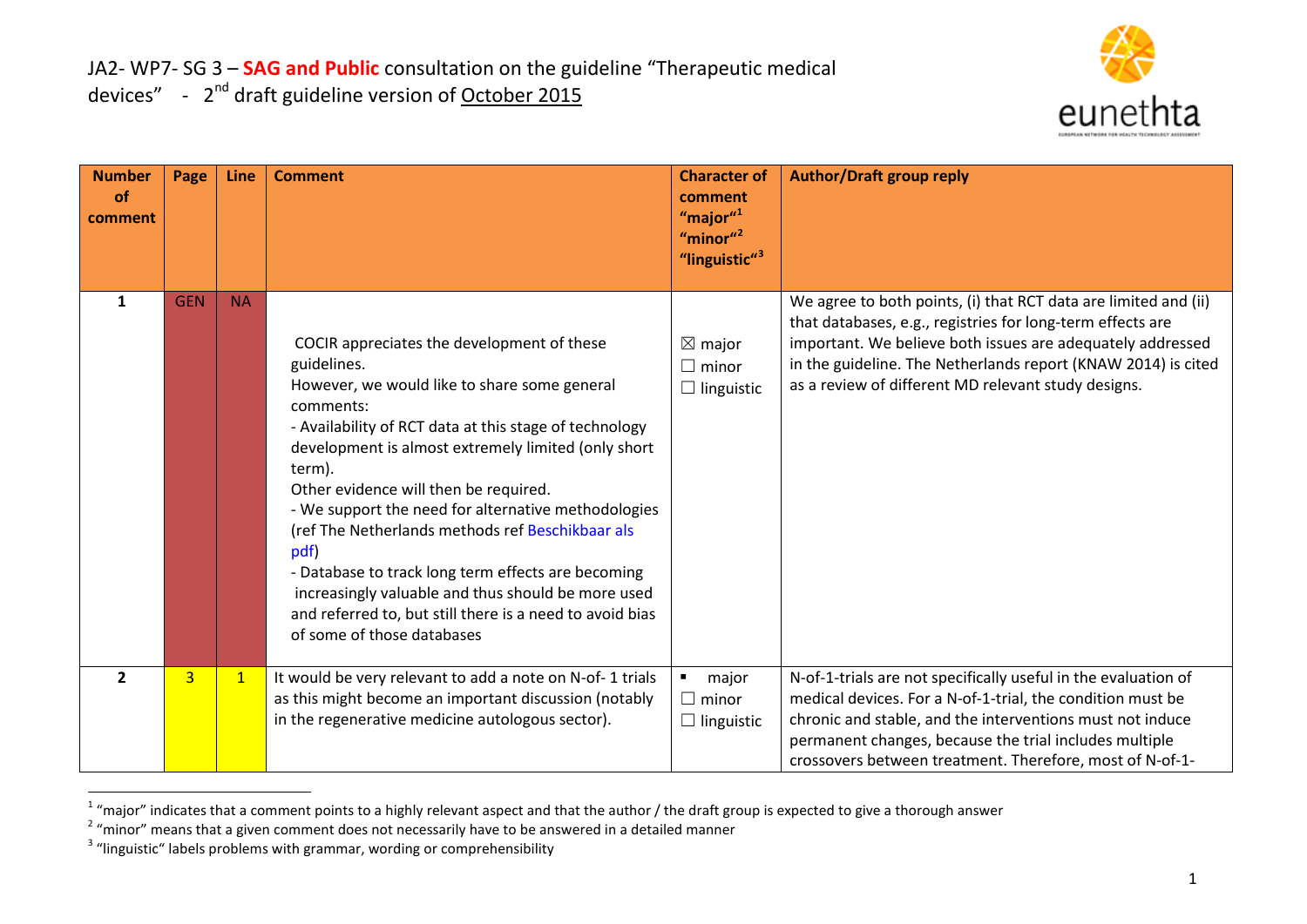# JA2- WP7- SG 3 – SAG and Public consultation on the guideline "Therapeutic medical devices" - 2nd draft guideline version of October 2015

eunethta

| Number of comment | Page | Line | Comment | Character of comment "major"[1] "minor"[2] "linguistic"[3] | Author/Draft group reply |
|---|---|---|---|---|---|
| 1 | GEN | NA | COCIR appreciates the development of these guidelines.<br>However, we would like to share some general comments:<br>- Availability of RCT data at this stage of technology development is almost extremely limited (only short term).<br>Other evidence will then be required.<br>- We support the need for alternative methodologies (ref The Netherlands methods ref Beschikbaar als pdf)<br>- Database to track long term effects are becoming increasingly valuable and thus should be more used and referred to, but still there is a need to avoid bias of some of those databases | ☒ major<br>☐ minor<br>☐ linguistic | We agree to both points, (i) that RCT data are limited and (ii) that databases, e.g., registries for long-term effects are important. We believe both issues are adequately addressed in the guideline. The Netherlands report (KNAW 2014) is cited as a review of different MD relevant study designs. |
| 2 | 3 | 1 | It would be very relevant to add a note on N-of- 1 trials as this might become an important discussion (notably in the regenerative medicine autologous sector). | ▪ major<br>☐ minor<br>☐ linguistic | N-of-1-trials are not specifically useful in the evaluation of medical devices. For a N-of-1-trial, the condition must be chronic and stable, and the interventions must not induce permanent changes, because the trial includes multiple crossovers between treatment. Therefore, most of N-of-1- |

[1] "major" indicates that a comment points to a highly relevant aspect and that the author / the draft group is expected to give a thorough answer

[2] "minor" means that a given comment does not necessarily have to be answered in a detailed manner

[3] "linguistic" labels problems with grammar, wording or comprehensibility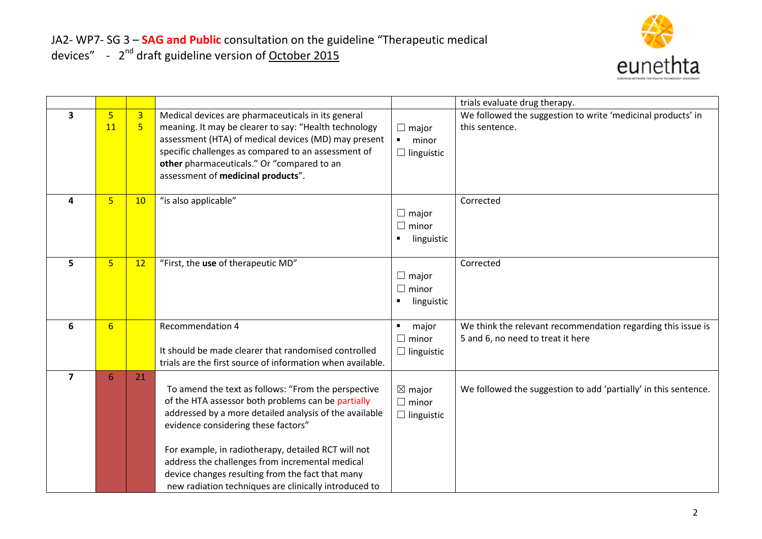| | | | | | trials evaluate drug therapy. |
|---|---|---|---|---|---|
| 3 | 5<br>11 | 3<br>5 | Medical devices are pharmaceuticals in its general meaning. It may be clearer to say: "Health technology assessment (HTA) of medical devices (MD) may present specific challenges as compared to an assessment of **other** pharmaceuticals." Or "compared to an assessment of **medicinal products**". | ☐ major<br>▪ minor<br>☐ linguistic | We followed the suggestion to write 'medicinal products' in this sentence. |
| 4 | 5 | 10 | "is also applicable" | ☐ major<br>☐ minor<br>▪ linguistic | Corrected |
| 5 | 5 | 12 | "First, the **use** of therapeutic MD" | ☐ major<br>☐ minor<br>▪ linguistic | Corrected |
| 6 | 6 | | Recommendation 4<br><br>It should be made clearer that randomised controlled trials are the first source of information when available. | ▪ major<br>☐ minor<br>☐ linguistic | We think the relevant recommendation regarding this issue is 5 and 6, no need to treat it here |
| 7 | 6 | 21 | To amend the text as follows: "From the perspective of the HTA assessor both problems can be partially addressed by a more detailed analysis of the available evidence considering these factors"<br><br>For example, in radiotherapy, detailed RCT will not address the challenges from incremental medical device changes resulting from the fact that many new radiation techniques are clinically introduced to | ☒ major<br>☐ minor<br>☐ linguistic | We followed the suggestion to add 'partially' in this sentence. |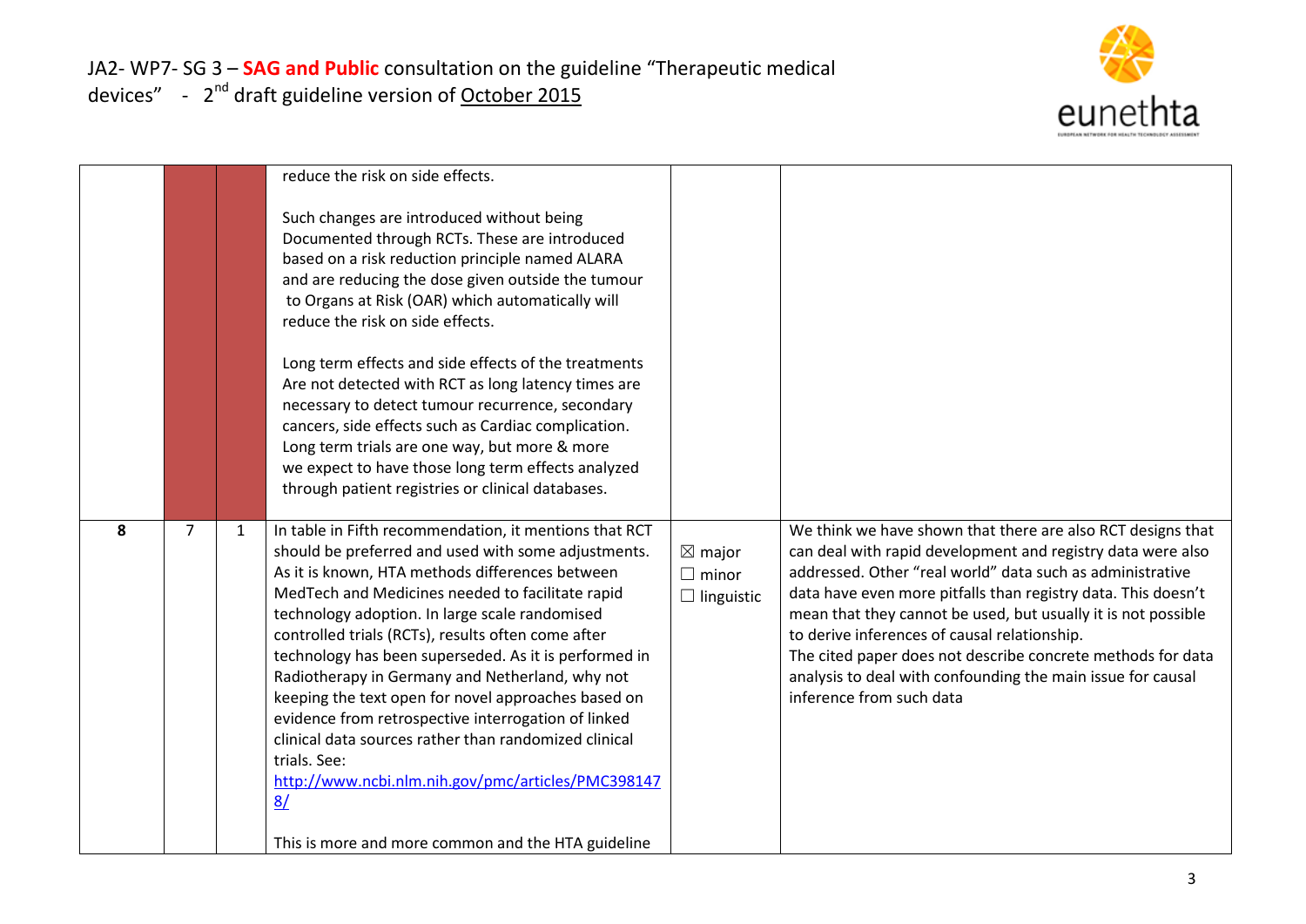JA2- WP7- SG 3 – **SAG and Public** consultation on the guideline "Therapeutic medical devices" - 2nd draft guideline version of October 2015

| | | | | | |
|---|---|---|---|---|---|
| | | | reduce the risk on side effects.<br><br>Such changes are introduced without being Documented through RCTs. These are introduced based on a risk reduction principle named ALARA and are reducing the dose given outside the tumour to Organs at Risk (OAR) which automatically will reduce the risk on side effects.<br><br>Long term effects and side effects of the treatments Are not detected with RCT as long latency times are necessary to detect tumour recurrence, secondary cancers, side effects such as Cardiac complication. Long term trials are one way, but more & more we expect to have those long term effects analyzed through patient registries or clinical databases. | | |
| **8** | 7 | 1 | In table in Fifth recommendation, it mentions that RCT should be preferred and used with some adjustments. As it is known, HTA methods differences between MedTech and Medicines needed to facilitate rapid technology adoption. In large scale randomised controlled trials (RCTs), results often come after technology has been superseded. As it is performed in Radiotherapy in Germany and Netherland, why not keeping the text open for novel approaches based on evidence from retrospective interrogation of linked clinical data sources rather than randomized clinical trials. See: [http://www.ncbi.nlm.nih.gov/pmc/articles/PMC3981478/](http://www.ncbi.nlm.nih.gov/pmc/articles/PMC3981478/)<br><br>This is more and more common and the HTA guideline | ☒ major<br>☐ minor<br>☐ linguistic | We think we have shown that there are also RCT designs that can deal with rapid development and registry data were also addressed. Other "real world" data such as administrative data have even more pitfalls than registry data. This doesn't mean that they cannot be used, but usually it is not possible to derive inferences of causal relationship.<br>The cited paper does not describe concrete methods for data analysis to deal with confounding the main issue for causal inference from such data |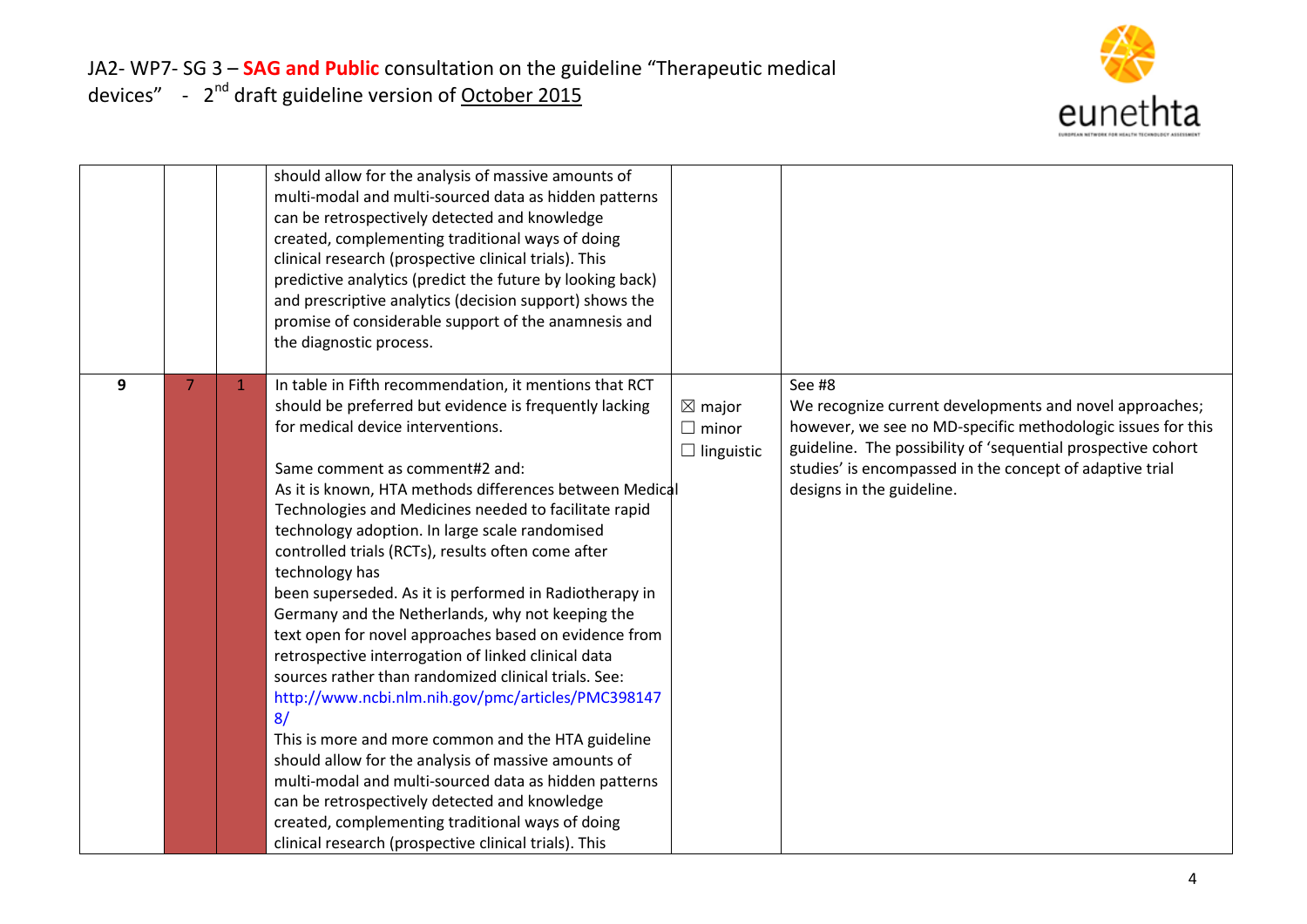| | | | | | |
|---|---|---|---|---|---|
| | | | should allow for the analysis of massive amounts of multi-modal and multi-sourced data as hidden patterns can be retrospectively detected and knowledge created, complementing traditional ways of doing clinical research (prospective clinical trials). This predictive analytics (predict the future by looking back) and prescriptive analytics (decision support) shows the promise of considerable support of the anamnesis and the diagnostic process. | | |
| 9 | 7 | 1 | In table in Fifth recommendation, it mentions that RCT should be preferred but evidence is frequently lacking for medical device interventions.<br><br>Same comment as comment#2 and:<br>As it is known, HTA methods differences between Medical Technologies and Medicines needed to facilitate rapid technology adoption. In large scale randomised controlled trials (RCTs), results often come after technology has been superseded. As it is performed in Radiotherapy in Germany and the Netherlands, why not keeping the text open for novel approaches based on evidence from retrospective interrogation of linked clinical data sources rather than randomized clinical trials. See: http://www.ncbi.nlm.nih.gov/pmc/articles/PMC3981478/<br>This is more and more common and the HTA guideline should allow for the analysis of massive amounts of multi-modal and multi-sourced data as hidden patterns can be retrospectively detected and knowledge created, complementing traditional ways of doing clinical research (prospective clinical trials). This | ☒ major<br>☐ minor<br>☐ linguistic | See #8<br>We recognize current developments and novel approaches; however, we see no MD-specific methodologic issues for this guideline. The possibility of 'sequential prospective cohort studies' is encompassed in the concept of adaptive trial designs in the guideline. |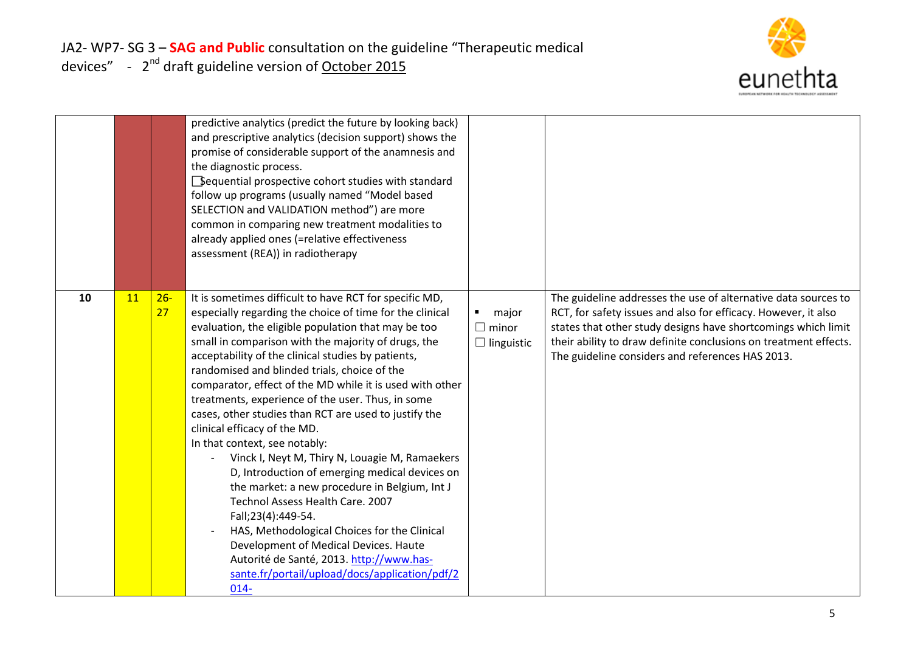| | | | | | |
|---|---|---|---|---|---|
| | | | predictive analytics (predict the future by looking back) and prescriptive analytics (decision support) shows the promise of considerable support of the anamnesis and the diagnostic process.<br>☐Sequential prospective cohort studies with standard follow up programs (usually named "Model based SELECTION and VALIDATION method") are more common in comparing new treatment modalities to already applied ones (=relative effectiveness assessment (REA)) in radiotherapy | | |
| 10 | 11 | 26-27 | It is sometimes difficult to have RCT for specific MD, especially regarding the choice of time for the clinical evaluation, the eligible population that may be too small in comparison with the majority of drugs, the acceptability of the clinical studies by patients, randomised and blinded trials, choice of the comparator, effect of the MD while it is used with other treatments, experience of the user. Thus, in some cases, other studies than RCT are used to justify the clinical efficacy of the MD.<br>In that context, see notably:<br>- Vinck I, Neyt M, Thiry N, Louagie M, Ramaekers D, Introduction of emerging medical devices on the market: a new procedure in Belgium, Int J Technol Assess Health Care. 2007 Fall;23(4):449-54.<br>- HAS, Methodological Choices for the Clinical Development of Medical Devices. Haute Autorité de Santé, 2013. http://www.has-sante.fr/portail/upload/docs/application/pdf/2014- | ▪ major<br>☐ minor<br>☐ linguistic | The guideline addresses the use of alternative data sources to RCT, for safety issues and also for efficacy. However, it also states that other study designs have shortcomings which limit their ability to draw definite conclusions on treatment effects. The guideline considers and references HAS 2013. |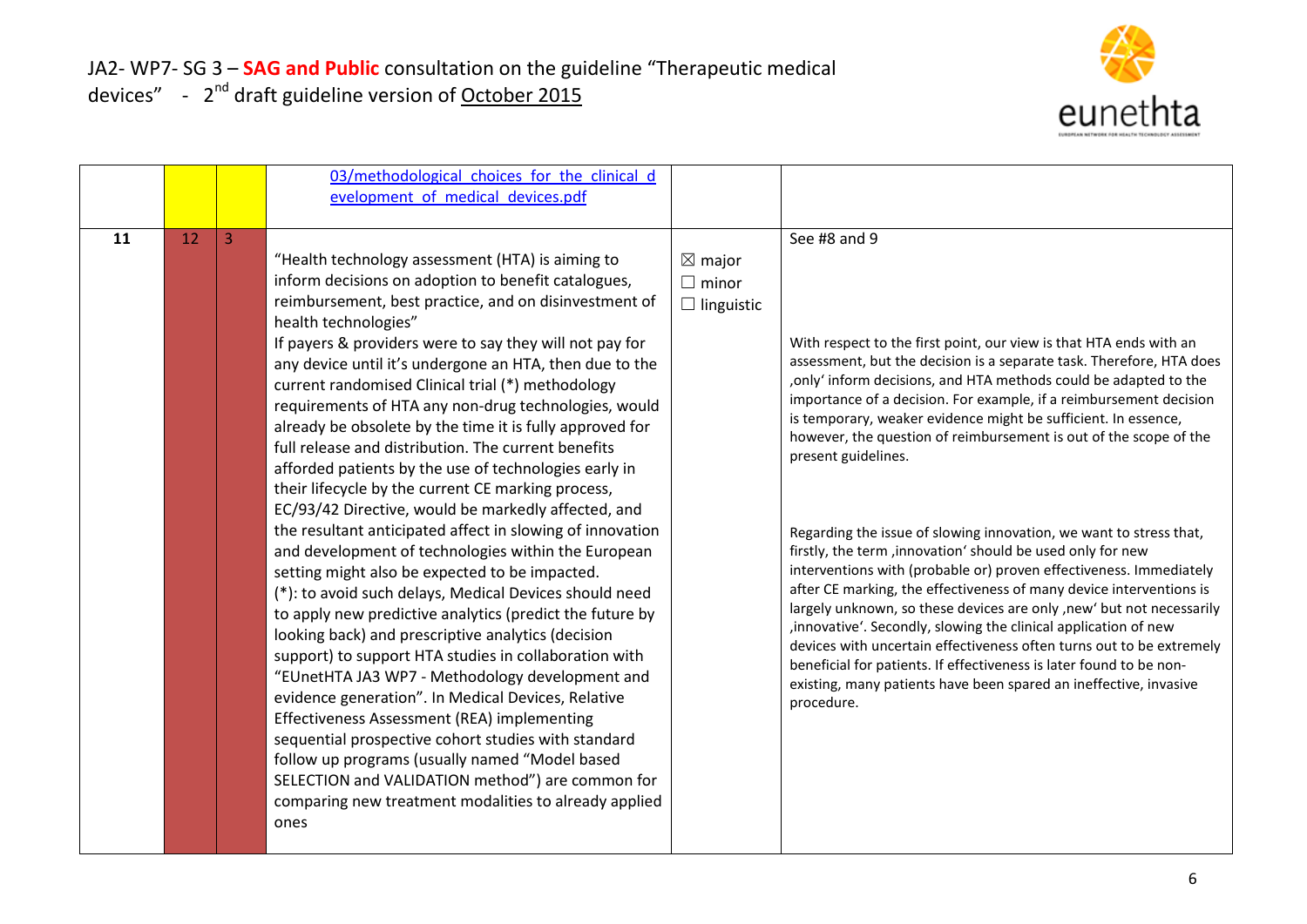| | | | | | |
|---|---|---|---|---|---|
| | | | 03/methodological_choices_for_the_clinical_development_of_medical_devices.pdf | | |
| 11 | 12 | 3 | "Health technology assessment (HTA) is aiming to inform decisions on adoption to benefit catalogues, reimbursement, best practice, and on disinvestment of health technologies"<br>If payers & providers were to say they will not pay for any device until it's undergone an HTA, then due to the current randomised Clinical trial (*) methodology requirements of HTA any non-drug technologies, would already be obsolete by the time it is fully approved for full release and distribution. The current benefits afforded patients by the use of technologies early in their lifecycle by the current CE marking process, EC/93/42 Directive, would be markedly affected, and the resultant anticipated affect in slowing of innovation and development of technologies within the European setting might also be expected to be impacted.<br>(*): to avoid such delays, Medical Devices should need to apply new predictive analytics (predict the future by looking back) and prescriptive analytics (decision support) to support HTA studies in collaboration with "EUnetHTA JA3 WP7 - Methodology development and evidence generation". In Medical Devices, Relative Effectiveness Assessment (REA) implementing sequential prospective cohort studies with standard follow up programs (usually named "Model based SELECTION and VALIDATION method") are common for comparing new treatment modalities to already applied ones | ☒ major<br>☐ minor<br>☐ linguistic | See #8 and 9<br><br>With respect to the first point, our view is that HTA ends with an assessment, but the decision is a separate task. Therefore, HTA does ‚only' inform decisions, and HTA methods could be adapted to the importance of a decision. For example, if a reimbursement decision is temporary, weaker evidence might be sufficient. In essence, however, the question of reimbursement is out of the scope of the present guidelines.<br><br>Regarding the issue of slowing innovation, we want to stress that, firstly, the term ‚innovation' should be used only for new interventions with (probable or) proven effectiveness. Immediately after CE marking, the effectiveness of many device interventions is largely unknown, so these devices are only ‚new' but not necessarily ‚innovative'. Secondly, slowing the clinical application of new devices with uncertain effectiveness often turns out to be extremely beneficial for patients. If effectiveness is later found to be non-existing, many patients have been spared an ineffective, invasive procedure. |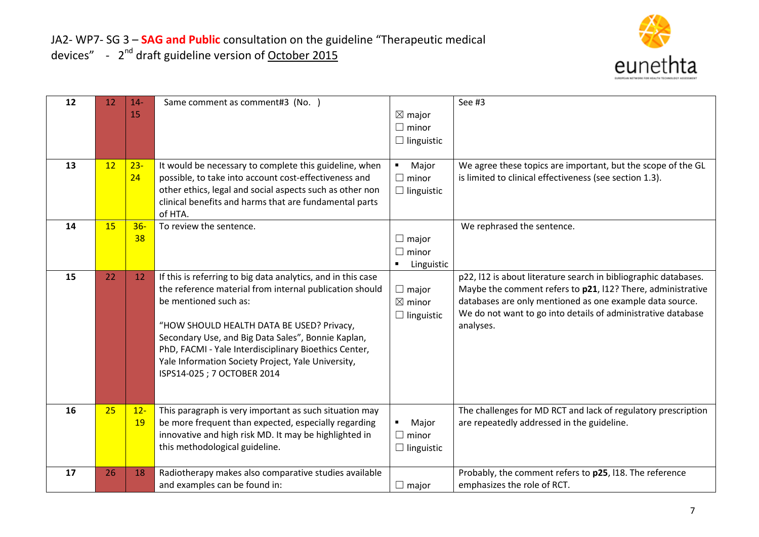| 12 | 12 | 14-15 | Same comment as comment#3 (No. ) | ☒ major<br>☐ minor<br>☐ linguistic | See #3 |
|---|---|---|---|---|---|
| 13 | 12 | 23-24 | It would be necessary to complete this guideline, when possible, to take into account cost-effectiveness and other ethics, legal and social aspects such as other non clinical benefits and harms that are fundamental parts of HTA. | ▪ Major<br>☐ minor<br>☐ linguistic | We agree these topics are important, but the scope of the GL is limited to clinical effectiveness (see section 1.3). |
| 14 | 15 | 36-38 | To review the sentence. | ☐ major<br>☐ minor<br>▪ Linguistic | We rephrased the sentence. |
| 15 | 22 | 12 | If this is referring to big data analytics, and in this case the reference material from internal publication should be mentioned such as:<br><br>"HOW SHOULD HEALTH DATA BE USED? Privacy, Secondary Use, and Big Data Sales", Bonnie Kaplan, PhD, FACMI - Yale Interdisciplinary Bioethics Center, Yale Information Society Project, Yale University, ISPS14-025 ; 7 OCTOBER 2014 | ☐ major<br>☒ minor<br>☐ linguistic | p22, l12 is about literature search in bibliographic databases. Maybe the comment refers to **p21**, l12? There, administrative databases are only mentioned as one example data source. We do not want to go into details of administrative database analyses. |
| 16 | 25 | 12-19 | This paragraph is very important as such situation may be more frequent than expected, especially regarding innovative and high risk MD. It may be highlighted in this methodological guideline. | ▪ Major<br>☐ minor<br>☐ linguistic | The challenges for MD RCT and lack of regulatory prescription are repeatedly addressed in the guideline. |
| 17 | 26 | 18 | Radiotherapy makes also comparative studies available and examples can be found in: | ☐ major | Probably, the comment refers to **p25**, l18. The reference emphasizes the role of RCT. |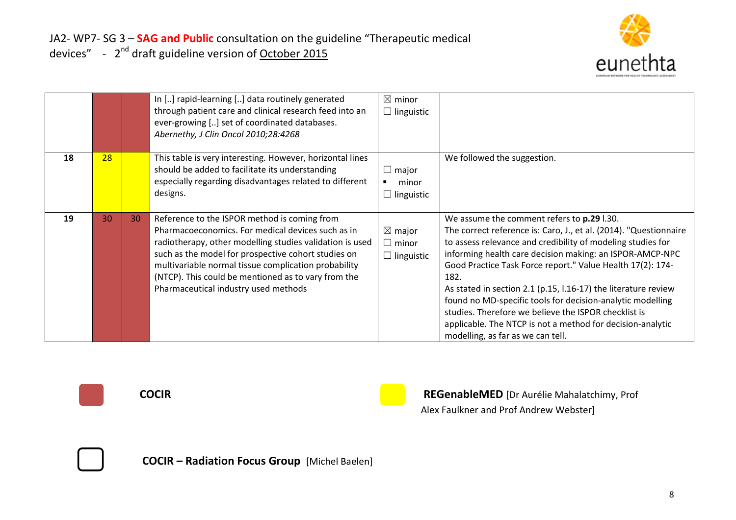JA2- WP7- SG 3 – **SAG and Public** consultation on the guideline "Therapeutic medical devices" - 2nd draft guideline version of October 2015

| | | | | | |
|---|---|---|---|---|---|
| | | | In [..] rapid-learning [..] data routinely generated through patient care and clinical research feed into an ever-growing [..] set of coordinated databases. *Abernethy, J Clin Oncol 2010;28:4268* | ☒ minor<br>☐ linguistic | |
| **18** | 28 | | This table is very interesting. However, horizontal lines should be added to facilitate its understanding especially regarding disadvantages related to different designs. | ☐ major<br>▪ minor<br>☐ linguistic | We followed the suggestion. |
| **19** | 30 | 30 | Reference to the ISPOR method is coming from Pharmacoeconomics. For medical devices such as in radiotherapy, other modelling studies validation is used such as the model for prospective cohort studies on multivariable normal tissue complication probability (NTCP). This could be mentioned as to vary from the Pharmaceutical industry used methods | ☒ major<br>☐ minor<br>☐ linguistic | We assume the comment refers to **p.29** l.30.<br>The correct reference is: Caro, J., et al. (2014). "Questionnaire to assess relevance and credibility of modeling studies for informing health care decision making: an ISPOR-AMCP-NPC Good Practice Task Force report." Value Health 17(2): 174-182.<br>As stated in section 2.1 (p.15, l.16-17) the literature review found no MD-specific tools for decision-analytic modelling studies. Therefore we believe the ISPOR checklist is applicable. The NTCP is not a method for decision-analytic modelling, as far as we can tell. |

**COCIR** (red)

**REGenableMED** [Dr Aurélie Mahalatchimy, Prof Alex Faulkner and Prof Andrew Webster] (yellow)

**COCIR – Radiation Focus Group** [Michel Baelen] (white)